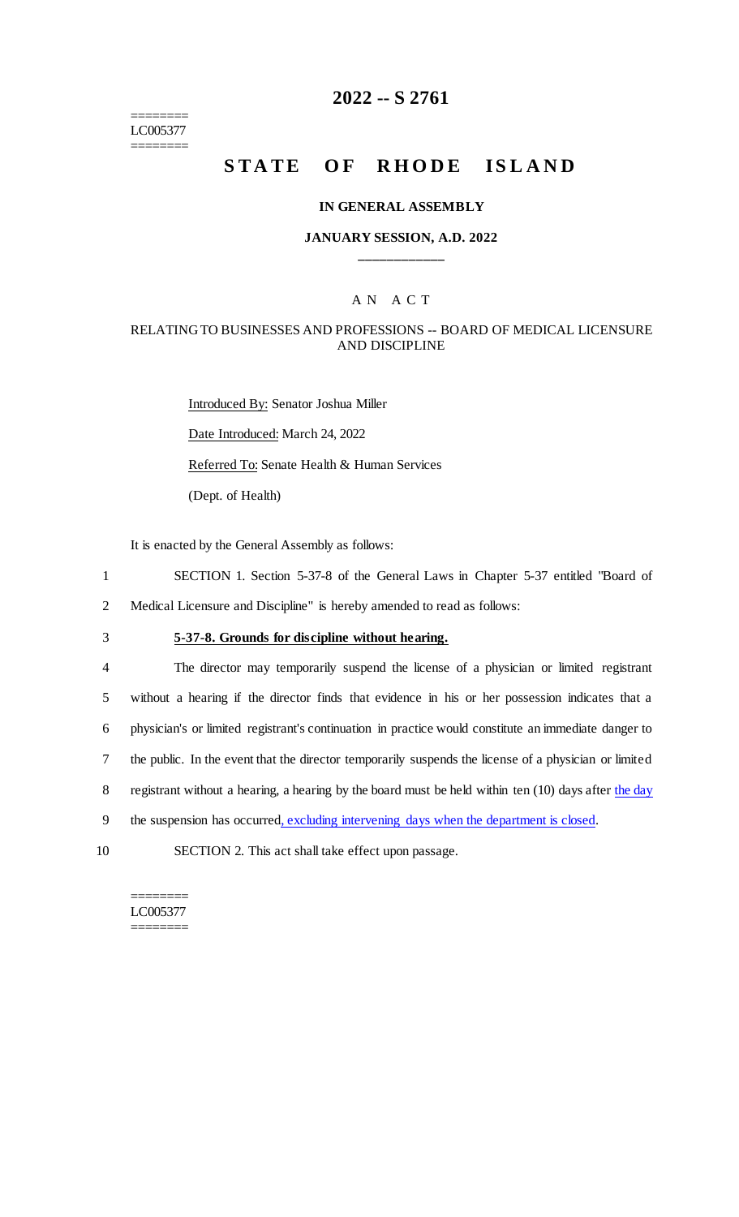========
LC005377
========

# 2022 -- S 2761

# STATE OF RHODE ISLAND

### IN GENERAL ASSEMBLY

### JANUARY SESSION, A.D. 2022

## A N A C T

### RELATING TO BUSINESSES AND PROFESSIONS -- BOARD OF MEDICAL LICENSURE AND DISCIPLINE

Introduced By: Senator Joshua Miller

Date Introduced: March 24, 2022

Referred To: Senate Health & Human Services

(Dept. of Health)

It is enacted by the General Assembly as follows:

1 SECTION 1. Section 5-37-8 of the General Laws in Chapter 5-37 entitled "Board of
2 Medical Licensure and Discipline" is hereby amended to read as follows:

3 **5-37-8. Grounds for discipline without hearing.**

4 The director may temporarily suspend the license of a physician or limited registrant
5 without a hearing if the director finds that evidence in his or her possession indicates that a
6 physician's or limited registrant's continuation in practice would constitute an immediate danger to
7 the public. In the event that the director temporarily suspends the license of a physician or limited
8 registrant without a hearing, a hearing by the board must be held within ten (10) days after the day
9 the suspension has occurred, excluding intervening days when the department is closed.

10 SECTION 2. This act shall take effect upon passage.

========
LC005377
========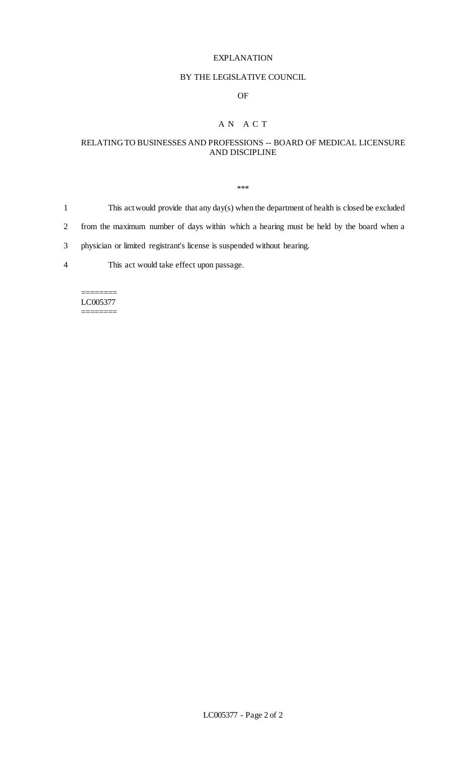EXPLANATION

BY THE LEGISLATIVE COUNCIL

OF

A N A C T

RELATING TO BUSINESSES AND PROFESSIONS -- BOARD OF MEDICAL LICENSURE AND DISCIPLINE

\*\*\*

1 This act would provide that any day(s) when the department of health is closed be excluded
2 from the maximum number of days within which a hearing must be held by the board when a
3 physician or limited registrant's license is suspended without hearing.
4 This act would take effect upon passage.

========
LC005377
========